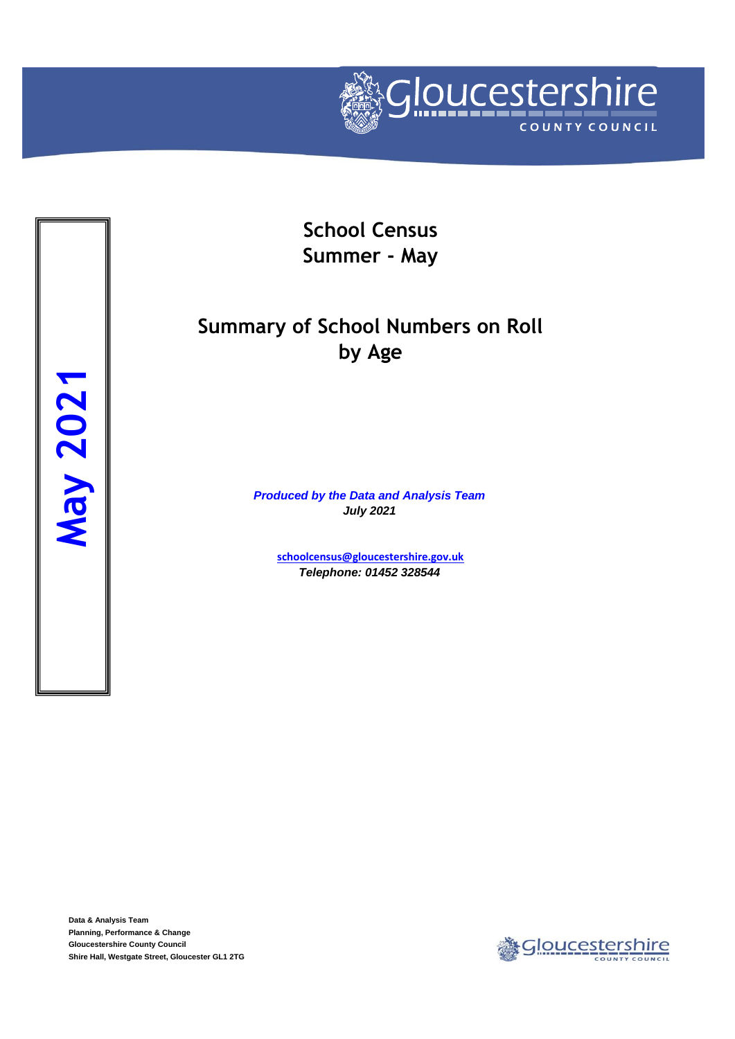Gloucestershire COUNTY COUNCIL

**May 2021**

# School Census
# Summer - May

## Summary of School Numbers on Roll by Age

***Produced by the Data and Analysis Team***
***July 2021***

**schoolcensus@gloucestershire.gov.uk**
***Telephone: 01452 328544***

**Data & Analysis Team**
**Planning, Performance & Change**
**Gloucestershire County Council**
**Shire Hall, Westgate Street, Gloucester GL1 2TG**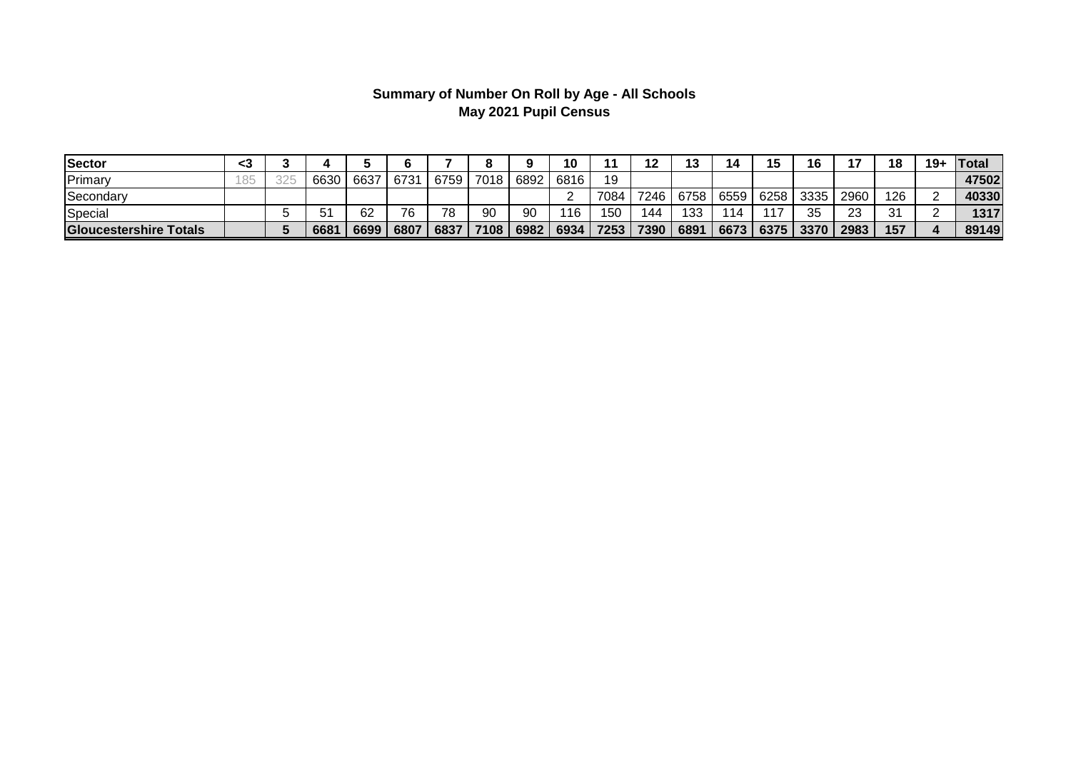**Summary of Number On Roll by Age - All Schools**
**May 2021 Pupil Census**

| Sector | <3 | 3 | 4 | 5 | 6 | 7 | 8 | 9 | 10 | 11 | 12 | 13 | 14 | 15 | 16 | 17 | 18 | 19+ | Total |
|---|---|---|---|---|---|---|---|---|---|---|---|---|---|---|---|---|---|---|---|
| Primary | 185 | 325 | 6630 | 6637 | 6731 | 6759 | 7018 | 6892 | 6816 | 19 | | | | | | | | | **47502** |
| Secondary | | | | | | | | | 2 | 7084 | 7246 | 6758 | 6559 | 6258 | 3335 | 2960 | 126 | 2 | **40330** |
| Special | | 5 | 51 | 62 | 76 | 78 | 90 | 90 | 116 | 150 | 144 | 133 | 114 | 117 | 35 | 23 | 31 | 2 | **1317** |
| **Gloucestershire Totals** | | **5** | **6681** | **6699** | **6807** | **6837** | **7108** | **6982** | **6934** | **7253** | **7390** | **6891** | **6673** | **6375** | **3370** | **2983** | **157** | **4** | **89149** |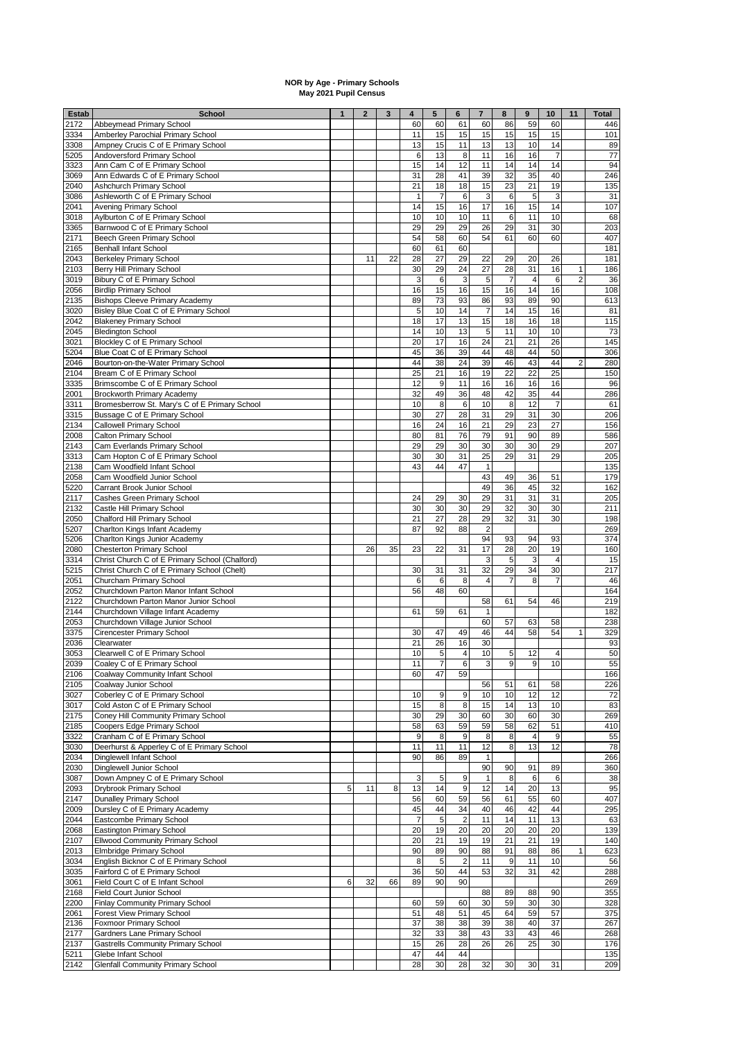**NOR by Age - Primary Schools**
**May 2021 Pupil Census**

| Estab | School | 1 | 2 | 3 | 4 | 5 | 6 | 7 | 8 | 9 | 10 | 11 | Total |
|---|---|---|---|---|---|---|---|---|---|---|---|---|---|
| 2172 | Abbeymead Primary School | | | | 60 | 60 | 61 | 60 | 86 | 59 | 60 | | 446 |
| 3334 | Amberley Parochial Primary School | | | | 11 | 15 | 15 | 15 | 15 | 15 | 15 | | 101 |
| 3308 | Ampney Crucis C of E Primary School | | | | 13 | 15 | 11 | 13 | 13 | 10 | 14 | | 89 |
| 5205 | Andoversford Primary School | | | | 6 | 13 | 8 | 11 | 16 | 16 | 7 | | 77 |
| 3323 | Ann Cam C of E Primary School | | | | 15 | 14 | 12 | 11 | 14 | 14 | 14 | | 94 |
| 3069 | Ann Edwards C of E Primary School | | | | 31 | 28 | 41 | 39 | 32 | 35 | 40 | | 246 |
| 2040 | Ashchurch Primary School | | | | 21 | 18 | 18 | 15 | 23 | 21 | 19 | | 135 |
| 3086 | Ashleworth C of E Primary School | | | | 1 | 7 | 6 | 3 | 6 | 5 | 3 | | 31 |
| 2041 | Avening Primary School | | | | 14 | 15 | 16 | 17 | 16 | 15 | 14 | | 107 |
| 3018 | Aylburton C of E Primary School | | | | 10 | 10 | 10 | 11 | 6 | 11 | 10 | | 68 |
| 3365 | Barnwood C of E Primary School | | | | 29 | 29 | 29 | 26 | 29 | 31 | 30 | | 203 |
| 2171 | Beech Green Primary School | | | | 54 | 58 | 60 | 54 | 61 | 60 | 60 | | 407 |
| 2165 | Benhall Infant School | | | | 60 | 61 | 60 | | | | | | 181 |
| 2043 | Berkeley Primary School | | 11 | 22 | 28 | 27 | 29 | 22 | 29 | 20 | 26 | | 181 |
| 2103 | Berry Hill Primary School | | | | 30 | 29 | 24 | 27 | 28 | 31 | 16 | 1 | 186 |
| 3019 | Bibury C of E Primary School | | | | 3 | 6 | 3 | 5 | 7 | 4 | 6 | 2 | 36 |
| 2056 | Birdlip Primary School | | | | 16 | 15 | 16 | 15 | 16 | 14 | 16 | | 108 |
| 2135 | Bishops Cleeve Primary Academy | | | | 89 | 73 | 93 | 86 | 93 | 89 | 90 | | 613 |
| 3020 | Bisley Blue Coat C of E Primary School | | | | 5 | 10 | 14 | 7 | 14 | 15 | 16 | | 81 |
| 2042 | Blakeney Primary School | | | | 18 | 17 | 13 | 15 | 18 | 16 | 18 | | 115 |
| 2045 | Bledington School | | | | 14 | 10 | 13 | 5 | 11 | 10 | 10 | | 73 |
| 3021 | Blockley C of E Primary School | | | | 20 | 17 | 16 | 24 | 21 | 21 | 26 | | 145 |
| 5204 | Blue Coat C of E Primary School | | | | 45 | 36 | 39 | 44 | 48 | 44 | 50 | | 306 |
| 2046 | Bourton-on-the-Water Primary School | | | | 44 | 38 | 24 | 39 | 46 | 43 | 44 | 2 | 280 |
| 2104 | Bream C of E Primary School | | | | 25 | 21 | 16 | 19 | 22 | 22 | 25 | | 150 |
| 3335 | Brimscombe C of E Primary School | | | | 12 | 9 | 11 | 16 | 16 | 16 | 16 | | 96 |
| 2001 | Brockworth Primary Academy | | | | 32 | 49 | 36 | 48 | 42 | 35 | 44 | | 286 |
| 3311 | Bromesberrow St. Mary's C of E Primary School | | | | 10 | 8 | 6 | 10 | 8 | 12 | 7 | | 61 |
| 3315 | Bussage C of E Primary School | | | | 30 | 27 | 28 | 31 | 29 | 31 | 30 | | 206 |
| 2134 | Callowell Primary School | | | | 16 | 24 | 16 | 21 | 29 | 23 | 27 | | 156 |
| 2008 | Calton Primary School | | | | 80 | 81 | 76 | 79 | 91 | 90 | 89 | | 586 |
| 2143 | Cam Everlands Primary School | | | | 29 | 29 | 30 | 30 | 30 | 30 | 29 | | 207 |
| 3313 | Cam Hopton C of E Primary School | | | | 30 | 30 | 31 | 25 | 29 | 31 | 29 | | 205 |
| 2138 | Cam Woodfield Infant School | | | | 43 | 44 | 47 | 1 | | | | | 135 |
| 2058 | Cam Woodfield Junior School | | | | | | | 43 | 49 | 36 | 51 | | 179 |
| 5220 | Carrant Brook Junior School | | | | | | | 49 | 36 | 45 | 32 | | 162 |
| 2117 | Cashes Green Primary School | | | | 24 | 29 | 30 | 29 | 31 | 31 | 31 | | 205 |
| 2132 | Castle Hill Primary School | | | | 30 | 30 | 30 | 29 | 32 | 30 | 30 | | 211 |
| 2050 | Chalford Hill Primary School | | | | 21 | 27 | 28 | 29 | 32 | 31 | 30 | | 198 |
| 5207 | Charlton Kings Infant Academy | | | | 87 | 92 | 88 | 2 | | | | | 269 |
| 5206 | Charlton Kings Junior Academy | | | | | | | 94 | 93 | 94 | 93 | | 374 |
| 2080 | Chesterton Primary School | | 26 | 35 | 23 | 22 | 31 | 17 | 28 | 20 | 19 | | 160 |
| 3314 | Christ Church C of E Primary School (Chalford) | | | | | | | 3 | 5 | 3 | 4 | | 15 |
| 5215 | Christ Church C of E Primary School (Chelt) | | | | 30 | 31 | 31 | 32 | 29 | 34 | 30 | | 217 |
| 2051 | Churcham Primary School | | | | 6 | 6 | 8 | 4 | 7 | 8 | 7 | | 46 |
| 2052 | Churchdown Parton Manor Infant School | | | | 56 | 48 | 60 | | | | | | 164 |
| 2122 | Churchdown Parton Manor Junior School | | | | | | | 58 | 61 | 54 | 46 | | 219 |
| 2144 | Churchdown Village Infant Academy | | | | 61 | 59 | 61 | 1 | | | | | 182 |
| 2053 | Churchdown Village Junior School | | | | | | | 60 | 57 | 63 | 58 | | 238 |
| 3375 | Cirencester Primary School | | | | 30 | 47 | 49 | 46 | 44 | 58 | 54 | 1 | 329 |
| 2036 | Clearwater | | | | 21 | 26 | 16 | 30 | | | | | 93 |
| 3053 | Clearwell C of E Primary School | | | | 10 | 5 | 4 | 10 | 5 | 12 | 4 | | 50 |
| 2039 | Coaley C of E Primary School | | | | 11 | 7 | 6 | 3 | 9 | 9 | 10 | | 55 |
| 2106 | Coalway Community Infant School | | | | 60 | 47 | 59 | | | | | | 166 |
| 2105 | Coalway Junior School | | | | | | | 56 | 51 | 61 | 58 | | 226 |
| 3027 | Coberley C of E Primary School | | | | 10 | 9 | 9 | 10 | 10 | 12 | 12 | | 72 |
| 3017 | Cold Aston C of E Primary School | | | | 15 | 8 | 8 | 15 | 14 | 13 | 10 | | 83 |
| 2175 | Coney Hill Community Primary School | | | | 30 | 29 | 30 | 60 | 30 | 60 | 30 | | 269 |
| 2185 | Coopers Edge Primary School | | | | 58 | 63 | 59 | 59 | 58 | 62 | 51 | | 410 |
| 3322 | Cranham C of E Primary School | | | | 9 | 8 | 9 | 8 | 8 | 4 | 9 | | 55 |
| 3030 | Deerhurst & Apperley C of E Primary School | | | | 11 | 11 | 11 | 12 | 8 | 13 | 12 | | 78 |
| 2034 | Dinglewell Infant School | | | | 90 | 86 | 89 | 1 | | | | | 266 |
| 2030 | Dinglewell Junior School | | | | | | | 90 | 90 | 91 | 89 | | 360 |
| 3087 | Down Ampney C of E Primary School | | | | 3 | 5 | 9 | 1 | 8 | 6 | 6 | | 38 |
| 2093 | Drybrook Primary School | 5 | 11 | 8 | 13 | 14 | 9 | 12 | 14 | 20 | 13 | | 95 |
| 2147 | Dunalley Primary School | | | | 56 | 60 | 59 | 56 | 61 | 55 | 60 | | 407 |
| 2009 | Dursley C of E Primary Academy | | | | 45 | 44 | 34 | 40 | 46 | 42 | 44 | | 295 |
| 2044 | Eastcombe Primary School | | | | 7 | 5 | 2 | 11 | 14 | 11 | 13 | | 63 |
| 2068 | Eastington Primary School | | | | 20 | 19 | 20 | 20 | 20 | 20 | 20 | | 139 |
| 2107 | Ellwood Community Primary School | | | | 20 | 21 | 19 | 19 | 21 | 21 | 19 | | 140 |
| 2013 | Elmbridge Primary School | | | | 90 | 89 | 90 | 88 | 91 | 88 | 86 | 1 | 623 |
| 3034 | English Bicknor C of E Primary School | | | | 8 | 5 | 2 | 11 | 9 | 11 | 10 | | 56 |
| 3035 | Fairford C of E Primary School | | | | 36 | 50 | 44 | 53 | 32 | 31 | 42 | | 288 |
| 3061 | Field Court C of E Infant School | 6 | 32 | 66 | 89 | 90 | 90 | | | | | | 269 |
| 2168 | Field Court Junior School | | | | | | | 88 | 89 | 88 | 90 | | 355 |
| 2200 | Finlay Community Primary School | | | | 60 | 59 | 60 | 30 | 59 | 30 | 30 | | 328 |
| 2061 | Forest View Primary School | | | | 51 | 48 | 51 | 45 | 64 | 59 | 57 | | 375 |
| 2136 | Foxmoor Primary School | | | | 37 | 38 | 38 | 39 | 38 | 40 | 37 | | 267 |
| 2177 | Gardners Lane Primary School | | | | 32 | 33 | 38 | 43 | 33 | 43 | 46 | | 268 |
| 2137 | Gastrells Community Primary School | | | | 15 | 26 | 28 | 26 | 26 | 25 | 30 | | 176 |
| 5211 | Glebe Infant School | | | | 47 | 44 | 44 | | | | | | 135 |
| 2142 | Glenfall Community Primary School | | | | 28 | 30 | 28 | 32 | 30 | 30 | 31 | | 209 |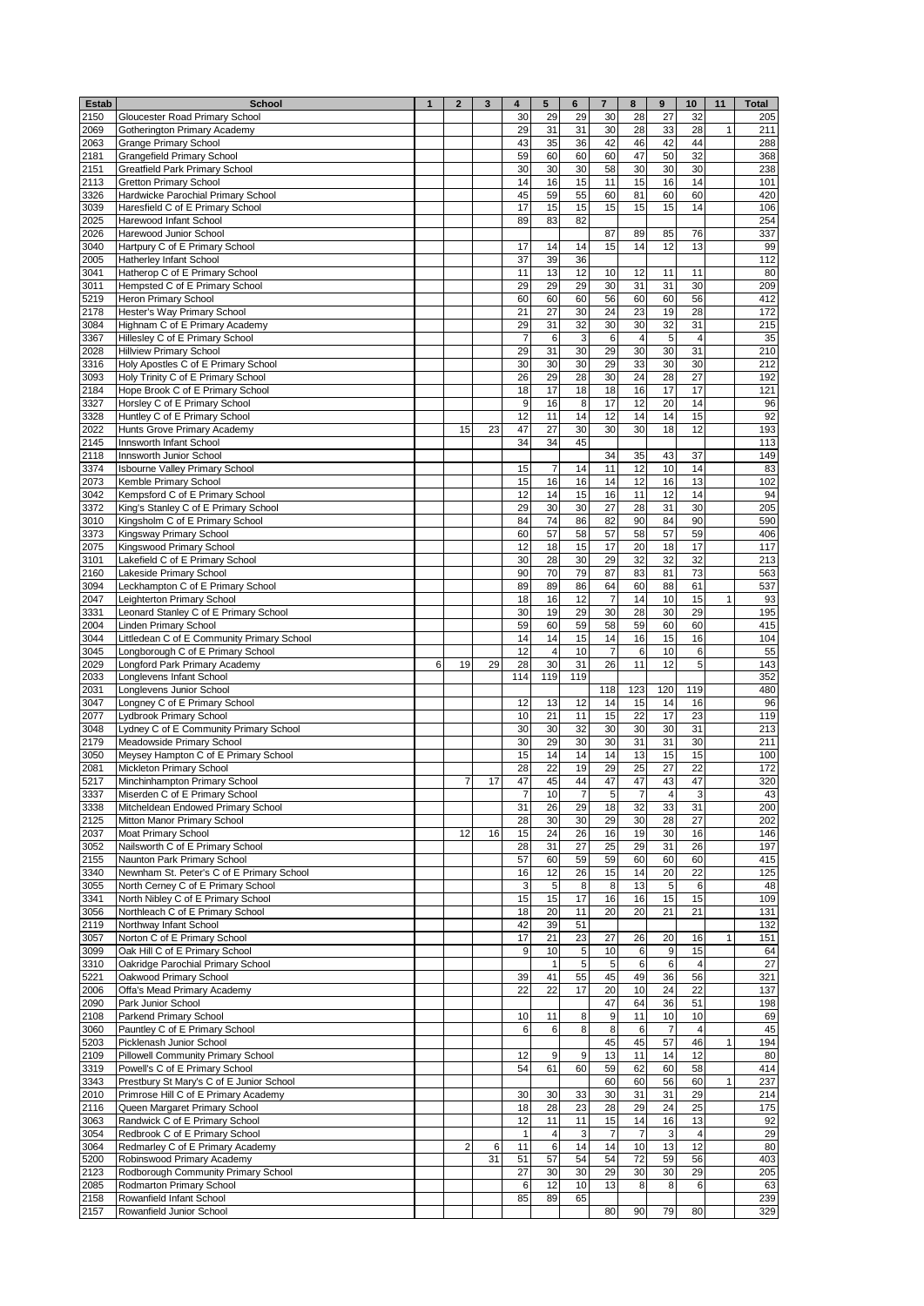| Estab | School | 1 | 2 | 3 | 4 | 5 | 6 | 7 | 8 | 9 | 10 | 11 | Total |
|---|---|---|---|---|---|---|---|---|---|---|---|---|---|
| 2150 | Gloucester Road Primary School | | | | 30 | 29 | 29 | 30 | 28 | 27 | 32 | | 205 |
| 2069 | Gotherington Primary Academy | | | | 29 | 31 | 31 | 30 | 28 | 33 | 28 | 1 | 211 |
| 2063 | Grange Primary School | | | | 43 | 35 | 36 | 42 | 46 | 42 | 44 | | 288 |
| 2181 | Grangefield Primary School | | | | 59 | 60 | 60 | 60 | 47 | 50 | 32 | | 368 |
| 2151 | Greatfield Park Primary School | | | | 30 | 30 | 30 | 58 | 30 | 30 | 30 | | 238 |
| 2113 | Gretton Primary School | | | | 14 | 16 | 15 | 11 | 15 | 16 | 14 | | 101 |
| 3326 | Hardwicke Parochial Primary School | | | | 45 | 59 | 55 | 60 | 81 | 60 | 60 | | 420 |
| 3039 | Haresfield C of E Primary School | | | | 17 | 15 | 15 | 15 | 15 | 15 | 14 | | 106 |
| 2025 | Harewood Infant School | | | | 89 | 83 | 82 | | | | | | 254 |
| 2026 | Harewood Junior School | | | | | | | 87 | 89 | 85 | 76 | | 337 |
| 3040 | Hartpury C of E Primary School | | | | 17 | 14 | 14 | 15 | 14 | 12 | 13 | | 99 |
| 2005 | Hatherley Infant School | | | | 37 | 39 | 36 | | | | | | 112 |
| 3041 | Hatherop C of E Primary School | | | | 11 | 13 | 12 | 10 | 12 | 11 | 11 | | 80 |
| 3011 | Hempsted C of E Primary School | | | | 29 | 29 | 29 | 30 | 31 | 31 | 30 | | 209 |
| 5219 | Heron Primary School | | | | 60 | 60 | 60 | 56 | 60 | 60 | 56 | | 412 |
| 2178 | Hester's Way Primary School | | | | 21 | 27 | 30 | 24 | 23 | 19 | 28 | | 172 |
| 3084 | Highnam C of E Primary Academy | | | | 29 | 31 | 32 | 30 | 30 | 32 | 31 | | 215 |
| 3367 | Hillesley C of E Primary School | | | | 7 | 6 | 3 | 6 | 4 | 5 | 4 | | 35 |
| 2028 | Hillview Primary School | | | | 29 | 31 | 30 | 29 | 30 | 30 | 31 | | 210 |
| 3316 | Holy Apostles C of E Primary School | | | | 30 | 30 | 30 | 29 | 33 | 30 | 30 | | 212 |
| 3093 | Holy Trinity C of E Primary School | | | | 26 | 29 | 28 | 30 | 24 | 28 | 27 | | 192 |
| 2184 | Hope Brook C of E Primary School | | | | 18 | 17 | 18 | 18 | 16 | 17 | 17 | | 121 |
| 3327 | Horsley C of E Primary School | | | | 9 | 16 | 8 | 17 | 12 | 20 | 14 | | 96 |
| 3328 | Huntley C of E Primary School | | | | 12 | 11 | 14 | 12 | 14 | 14 | 15 | | 92 |
| 2022 | Hunts Grove Primary Academy | | 15 | 23 | 47 | 27 | 30 | 30 | 30 | 18 | 12 | | 193 |
| 2145 | Innsworth Infant School | | | | 34 | 34 | 45 | | | | | | 113 |
| 2118 | Innsworth Junior School | | | | | | | 34 | 35 | 43 | 37 | | 149 |
| 3374 | Isbourne Valley Primary School | | | | 15 | 7 | 14 | 11 | 12 | 10 | 14 | | 83 |
| 2073 | Kemble Primary School | | | | 15 | 16 | 16 | 14 | 12 | 16 | 13 | | 102 |
| 3042 | Kempsford C of E Primary School | | | | 12 | 14 | 15 | 16 | 11 | 12 | 14 | | 94 |
| 3372 | King's Stanley C of E Primary School | | | | 29 | 30 | 30 | 27 | 28 | 31 | 30 | | 205 |
| 3010 | Kingsholm C of E Primary School | | | | 84 | 74 | 86 | 82 | 90 | 84 | 90 | | 590 |
| 3373 | Kingsway Primary School | | | | 60 | 57 | 58 | 57 | 58 | 57 | 59 | | 406 |
| 2075 | Kingswood Primary School | | | | 12 | 18 | 15 | 17 | 20 | 18 | 17 | | 117 |
| 3101 | Lakefield C of E Primary School | | | | 30 | 28 | 30 | 29 | 32 | 32 | 32 | | 213 |
| 2160 | Lakeside Primary School | | | | 90 | 70 | 79 | 87 | 83 | 81 | 73 | | 563 |
| 3094 | Leckhampton C of E Primary School | | | | 89 | 89 | 86 | 64 | 60 | 88 | 61 | | 537 |
| 2047 | Leighterton Primary School | | | | 18 | 16 | 12 | 7 | 14 | 10 | 15 | 1 | 93 |
| 3331 | Leonard Stanley C of E Primary School | | | | 30 | 19 | 29 | 30 | 28 | 30 | 29 | | 195 |
| 2004 | Linden Primary School | | | | 59 | 60 | 59 | 58 | 59 | 60 | 60 | | 415 |
| 3044 | Littledean C of E Community Primary School | | | | 14 | 14 | 15 | 14 | 16 | 15 | 16 | | 104 |
| 3045 | Longborough C of E Primary School | | | | 12 | 4 | 10 | 7 | 6 | 10 | 6 | | 55 |
| 2029 | Longford Park Primary Academy | 6 | 19 | 29 | 28 | 30 | 31 | 26 | 11 | 12 | 5 | | 143 |
| 2033 | Longlevens Infant School | | | | 114 | 119 | 119 | | | | | | 352 |
| 2031 | Longlevens Junior School | | | | | | | 118 | 123 | 120 | 119 | | 480 |
| 3047 | Longney C of E Primary School | | | | 12 | 13 | 12 | 14 | 15 | 14 | 16 | | 96 |
| 2077 | Lydbrook Primary School | | | | 10 | 21 | 11 | 15 | 22 | 17 | 23 | | 119 |
| 3048 | Lydney C of E Community Primary School | | | | 30 | 30 | 32 | 30 | 30 | 30 | 31 | | 213 |
| 2179 | Meadowside Primary School | | | | 30 | 29 | 30 | 30 | 31 | 31 | 30 | | 211 |
| 3050 | Meysey Hampton C of E Primary School | | | | 15 | 14 | 14 | 14 | 13 | 15 | 15 | | 100 |
| 2081 | Mickleton Primary School | | | | 28 | 22 | 19 | 29 | 25 | 27 | 22 | | 172 |
| 5217 | Minchinhampton Primary School | | 7 | 17 | 47 | 45 | 44 | 47 | 47 | 43 | 47 | | 320 |
| 3337 | Miserden C of E Primary School | | | | 7 | 10 | 7 | 5 | 7 | 4 | 3 | | 43 |
| 3338 | Mitcheldean Endowed Primary School | | | | 31 | 26 | 29 | 18 | 32 | 33 | 31 | | 200 |
| 2125 | Mitton Manor Primary School | | | | 28 | 30 | 30 | 29 | 30 | 28 | 27 | | 202 |
| 2037 | Moat Primary School | | 12 | 16 | 15 | 24 | 26 | 16 | 19 | 30 | 16 | | 146 |
| 3052 | Nailsworth C of E Primary School | | | | 28 | 31 | 27 | 25 | 29 | 31 | 26 | | 197 |
| 2155 | Naunton Park Primary School | | | | 57 | 60 | 59 | 59 | 60 | 60 | 60 | | 415 |
| 3340 | Newnham St. Peter's C of E Primary School | | | | 16 | 12 | 26 | 15 | 14 | 20 | 22 | | 125 |
| 3055 | North Cerney C of E Primary School | | | | 3 | 5 | 8 | 8 | 13 | 5 | 6 | | 48 |
| 3341 | North Nibley C of E Primary School | | | | 15 | 15 | 17 | 16 | 16 | 15 | 15 | | 109 |
| 3056 | Northleach C of E Primary School | | | | 18 | 20 | 11 | 20 | 20 | 21 | 21 | | 131 |
| 2119 | Northway Infant School | | | | 42 | 39 | 51 | | | | | | 132 |
| 3057 | Norton C of E Primary School | | | | 17 | 21 | 23 | 27 | 26 | 20 | 16 | 1 | 151 |
| 3099 | Oak Hill C of E Primary School | | | | 9 | 10 | 5 | 10 | 6 | 9 | 15 | | 64 |
| 3310 | Oakridge Parochial Primary School | | | | | 1 | 5 | 5 | 6 | 6 | 4 | | 27 |
| 5221 | Oakwood Primary School | | | | 39 | 41 | 55 | 45 | 49 | 36 | 56 | | 321 |
| 2006 | Offa's Mead Primary Academy | | | | 22 | 22 | 17 | 20 | 10 | 24 | 22 | | 137 |
| 2090 | Park Junior School | | | | | | | 47 | 64 | 36 | 51 | | 198 |
| 2108 | Parkend Primary School | | | | 10 | 11 | 8 | 9 | 11 | 10 | 10 | | 69 |
| 3060 | Pauntley C of E Primary School | | | | 6 | 6 | 8 | 8 | 6 | 7 | 4 | | 45 |
| 5203 | Picklenash Junior School | | | | | | | 45 | 45 | 57 | 46 | 1 | 194 |
| 2109 | Pillowell Community Primary School | | | | 12 | 9 | 9 | 13 | 11 | 14 | 12 | | 80 |
| 3319 | Powell's C of E Primary School | | | | 54 | 61 | 60 | 59 | 62 | 60 | 58 | | 414 |
| 3343 | Prestbury St Mary's C of E Junior School | | | | | | | 60 | 60 | 56 | 60 | 1 | 237 |
| 2010 | Primrose Hill C of E Primary Academy | | | | 30 | 30 | 33 | 30 | 31 | 31 | 29 | | 214 |
| 2116 | Queen Margaret Primary School | | | | 18 | 28 | 23 | 28 | 29 | 24 | 25 | | 175 |
| 3063 | Randwick C of E Primary School | | | | 12 | 11 | 11 | 15 | 14 | 16 | 13 | | 92 |
| 3054 | Redbrook C of E Primary School | | | | 1 | 4 | 3 | 7 | 7 | 3 | 4 | | 29 |
| 3064 | Redmarley C of E Primary Academy | | 2 | 6 | 11 | 6 | 14 | 14 | 10 | 13 | 12 | | 80 |
| 5200 | Robinswood Primary Academy | | | 31 | 51 | 57 | 54 | 54 | 72 | 59 | 56 | | 403 |
| 2123 | Rodborough Community Primary School | | | | 27 | 30 | 30 | 29 | 30 | 30 | 29 | | 205 |
| 2085 | Rodmarton Primary School | | | | 6 | 12 | 10 | 13 | 8 | 8 | 6 | | 63 |
| 2158 | Rowanfield Infant School | | | | 85 | 89 | 65 | | | | | | 239 |
| 2157 | Rowanfield Junior School | | | | | | | 80 | 90 | 79 | 80 | | 329 |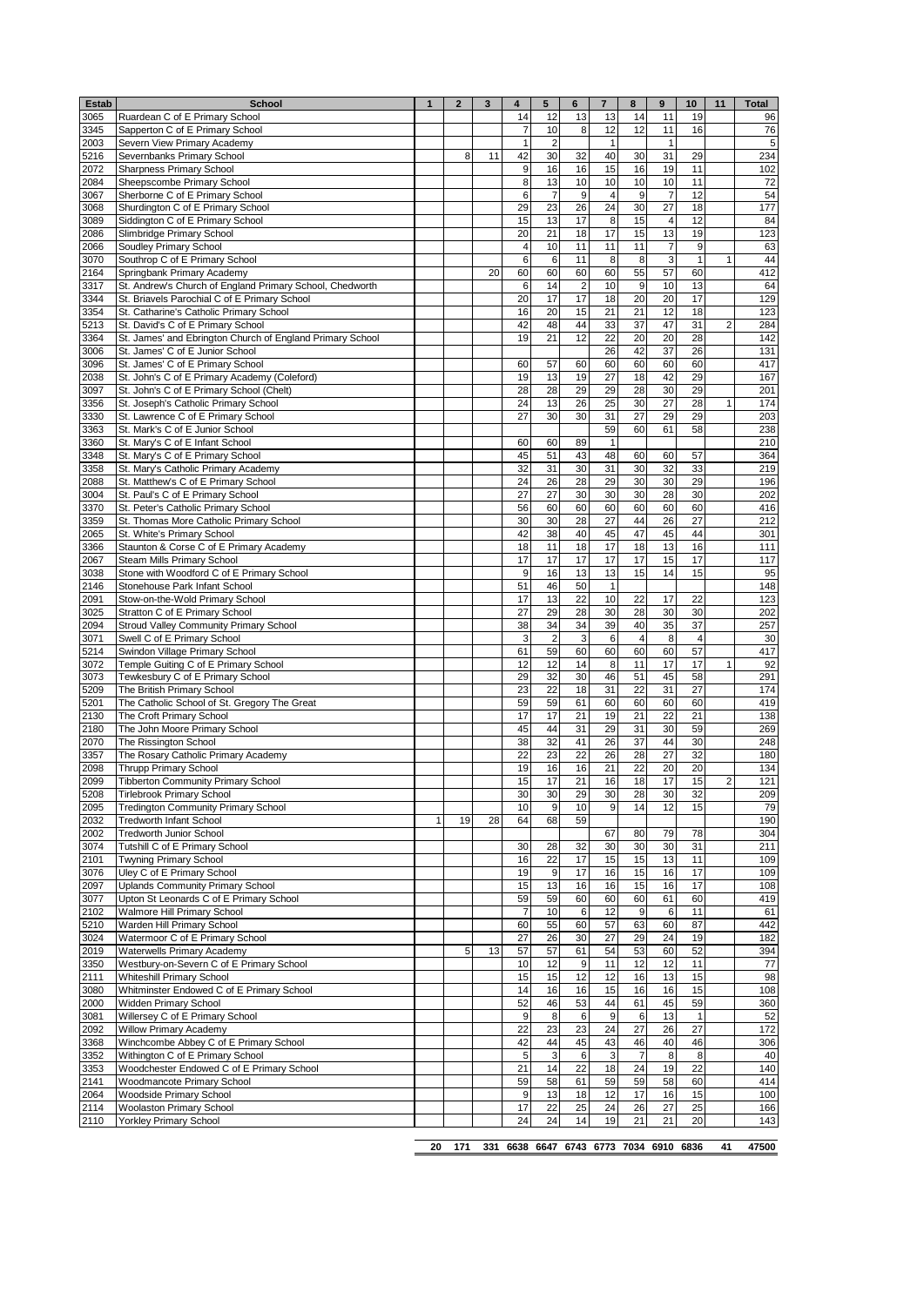| Estab | School | 1 | 2 | 3 | 4 | 5 | 6 | 7 | 8 | 9 | 10 | 11 | Total |
|---|---|---|---|---|---|---|---|---|---|---|---|---|---|
| 3065 | Ruardean C of E Primary School | | | | 14 | 12 | 13 | 13 | 14 | 11 | 19 | | 96 |
| 3345 | Sapperton C of E Primary School | | | | 7 | 10 | 8 | 12 | 12 | 11 | 16 | | 76 |
| 2003 | Severn View Primary Academy | | | | 1 | 2 | | 1 | | 1 | | | 5 |
| 5216 | Severnbanks Primary School | | 8 | 11 | 42 | 30 | 32 | 40 | 30 | 31 | 29 | | 234 |
| 2072 | Sharpness Primary School | | | | 9 | 16 | 16 | 15 | 16 | 19 | 11 | | 102 |
| 2084 | Sheepscombe Primary School | | | | 8 | 13 | 10 | 10 | 10 | 10 | 11 | | 72 |
| 3067 | Sherborne C of E Primary School | | | | 6 | 7 | 9 | 4 | 9 | 7 | 12 | | 54 |
| 3068 | Shurdington C of E Primary School | | | | 29 | 23 | 26 | 24 | 30 | 27 | 18 | | 177 |
| 3089 | Siddington C of E Primary School | | | | 15 | 13 | 17 | 8 | 15 | 4 | 12 | | 84 |
| 2086 | Slimbridge Primary School | | | | 20 | 21 | 18 | 17 | 15 | 13 | 19 | | 123 |
| 2066 | Soudley Primary School | | | | 4 | 10 | 11 | 11 | 11 | 7 | 9 | | 63 |
| 3070 | Southrop C of E Primary School | | | | 6 | 6 | 11 | 8 | 8 | 3 | 1 | 1 | 44 |
| 2164 | Springbank Primary Academy | | | 20 | 60 | 60 | 60 | 60 | 55 | 57 | 60 | | 412 |
| 3317 | St. Andrew's Church of England Primary School, Chedworth | | | | 6 | 14 | 2 | 10 | 9 | 10 | 13 | | 64 |
| 3344 | St. Briavels Parochial C of E Primary School | | | | 20 | 17 | 17 | 18 | 20 | 20 | 17 | | 129 |
| 3354 | St. Catharine's Catholic Primary School | | | | 16 | 20 | 15 | 21 | 21 | 12 | 18 | | 123 |
| 5213 | St. David's C of E Primary School | | | | 42 | 48 | 44 | 33 | 37 | 47 | 31 | 2 | 284 |
| 3364 | St. James' and Ebrington Church of England Primary School | | | | 19 | 21 | 12 | 22 | 20 | 20 | 28 | | 142 |
| 3006 | St. James' C of E Junior School | | | | | | | 26 | 42 | 37 | 26 | | 131 |
| 3096 | St. James' C of E Primary School | | | | 60 | 57 | 60 | 60 | 60 | 60 | 60 | | 417 |
| 2038 | St. John's C of E Primary Academy (Coleford) | | | | 19 | 13 | 19 | 27 | 18 | 42 | 29 | | 167 |
| 3097 | St. John's C of E Primary School (Chelt) | | | | 28 | 28 | 29 | 29 | 28 | 30 | 29 | | 201 |
| 3356 | St. Joseph's Catholic Primary School | | | | 24 | 13 | 26 | 25 | 30 | 27 | 28 | 1 | 174 |
| 3330 | St. Lawrence C of E Primary School | | | | 27 | 30 | 30 | 31 | 27 | 29 | 29 | | 203 |
| 3363 | St. Mark's C of E Junior School | | | | | | | 59 | 60 | 61 | 58 | | 238 |
| 3360 | St. Mary's C of E Infant School | | | | 60 | 60 | 89 | 1 | | | | | 210 |
| 3348 | St. Mary's C of E Primary School | | | | 45 | 51 | 43 | 48 | 60 | 60 | 57 | | 364 |
| 3358 | St. Mary's Catholic Primary Academy | | | | 32 | 31 | 30 | 31 | 30 | 32 | 33 | | 219 |
| 2088 | St. Matthew's C of E Primary School | | | | 24 | 26 | 28 | 29 | 30 | 30 | 29 | | 196 |
| 3004 | St. Paul's C of E Primary School | | | | 27 | 27 | 30 | 30 | 30 | 28 | 30 | | 202 |
| 3370 | St. Peter's Catholic Primary School | | | | 56 | 60 | 60 | 60 | 60 | 60 | 60 | | 416 |
| 3359 | St. Thomas More Catholic Primary School | | | | 30 | 30 | 28 | 27 | 44 | 26 | 27 | | 212 |
| 2065 | St. White's Primary School | | | | 42 | 38 | 40 | 45 | 47 | 45 | 44 | | 301 |
| 3366 | Staunton & Corse C of E Primary Academy | | | | 18 | 11 | 18 | 17 | 18 | 13 | 16 | | 111 |
| 2067 | Steam Mills Primary School | | | | 17 | 17 | 17 | 17 | 17 | 15 | 17 | | 117 |
| 3038 | Stone with Woodford C of E Primary School | | | | 9 | 16 | 13 | 13 | 15 | 14 | 15 | | 95 |
| 2146 | Stonehouse Park Infant School | | | | 51 | 46 | 50 | 1 | | | | | 148 |
| 2091 | Stow-on-the-Wold Primary School | | | | 17 | 13 | 22 | 10 | 22 | 17 | 22 | | 123 |
| 3025 | Stratton C of E Primary School | | | | 27 | 29 | 28 | 30 | 28 | 30 | 30 | | 202 |
| 2094 | Stroud Valley Community Primary School | | | | 38 | 34 | 34 | 39 | 40 | 35 | 37 | | 257 |
| 3071 | Swell C of E Primary School | | | | 3 | 2 | 3 | 6 | 4 | 8 | 4 | | 30 |
| 5214 | Swindon Village Primary School | | | | 61 | 59 | 60 | 60 | 60 | 60 | 57 | | 417 |
| 3072 | Temple Guiting C of E Primary School | | | | 12 | 12 | 14 | 8 | 11 | 17 | 17 | 1 | 92 |
| 3073 | Tewkesbury C of E Primary School | | | | 29 | 32 | 30 | 46 | 51 | 45 | 58 | | 291 |
| 5209 | The British Primary School | | | | 23 | 22 | 18 | 31 | 22 | 31 | 27 | | 174 |
| 5201 | The Catholic School of St. Gregory The Great | | | | 59 | 59 | 61 | 60 | 60 | 60 | 60 | | 419 |
| 2130 | The Croft Primary School | | | | 17 | 17 | 21 | 19 | 21 | 22 | 21 | | 138 |
| 2180 | The John Moore Primary School | | | | 45 | 44 | 31 | 29 | 31 | 30 | 59 | | 269 |
| 2070 | The Rissington School | | | | 38 | 32 | 41 | 26 | 37 | 44 | 30 | | 248 |
| 3357 | The Rosary Catholic Primary Academy | | | | 22 | 23 | 22 | 26 | 28 | 27 | 32 | | 180 |
| 2098 | Thrupp Primary School | | | | 19 | 16 | 16 | 21 | 22 | 20 | 20 | | 134 |
| 2099 | Tibberton Community Primary School | | | | 15 | 17 | 21 | 16 | 18 | 17 | 15 | 2 | 121 |
| 5208 | Tirlebrook Primary School | | | | 30 | 30 | 29 | 30 | 28 | 30 | 32 | | 209 |
| 2095 | Tredington Community Primary School | | | | 10 | 9 | 10 | 9 | 14 | 12 | 15 | | 79 |
| 2032 | Tredworth Infant School | 1 | 19 | 28 | 64 | 68 | 59 | | | | | | 190 |
| 2002 | Tredworth Junior School | | | | | | | 67 | 80 | 79 | 78 | | 304 |
| 3074 | Tutshill C of E Primary School | | | | 30 | 28 | 32 | 30 | 30 | 30 | 31 | | 211 |
| 2101 | Twyning Primary School | | | | 16 | 22 | 17 | 15 | 15 | 13 | 11 | | 109 |
| 3076 | Uley C of E Primary School | | | | 19 | 9 | 17 | 16 | 15 | 16 | 17 | | 109 |
| 2097 | Uplands Community Primary School | | | | 15 | 13 | 16 | 16 | 15 | 16 | 17 | | 108 |
| 3077 | Upton St Leonards C of E Primary School | | | | 59 | 59 | 60 | 60 | 60 | 61 | 60 | | 419 |
| 2102 | Walmore Hill Primary School | | | | 7 | 10 | 6 | 12 | 9 | 6 | 11 | | 61 |
| 5210 | Warden Hill Primary School | | | | 60 | 55 | 60 | 57 | 63 | 60 | 87 | | 442 |
| 3024 | Watermoor C of E Primary School | | | | 27 | 26 | 30 | 27 | 29 | 24 | 19 | | 182 |
| 2019 | Waterwells Primary Academy | | 5 | 13 | 57 | 57 | 61 | 54 | 53 | 60 | 52 | | 394 |
| 3350 | Westbury-on-Severn C of E Primary School | | | | 10 | 12 | 9 | 11 | 12 | 12 | 11 | | 77 |
| 2111 | Whiteshill Primary School | | | | 15 | 15 | 12 | 12 | 16 | 13 | 15 | | 98 |
| 3080 | Whitminster Endowed C of E Primary School | | | | 14 | 16 | 16 | 15 | 16 | 16 | 15 | | 108 |
| 2000 | Widden Primary School | | | | 52 | 46 | 53 | 44 | 61 | 45 | 59 | | 360 |
| 3081 | Willersey C of E Primary School | | | | 9 | 8 | 6 | 9 | 6 | 13 | 1 | | 52 |
| 2092 | Willow Primary Academy | | | | 22 | 23 | 23 | 24 | 27 | 26 | 27 | | 172 |
| 3368 | Winchcombe Abbey C of E Primary School | | | | 42 | 44 | 45 | 43 | 46 | 40 | 46 | | 306 |
| 3352 | Withington C of E Primary School | | | | 5 | 3 | 6 | 3 | 7 | 8 | 8 | | 40 |
| 3353 | Woodchester Endowed C of E Primary School | | | | 21 | 14 | 22 | 18 | 24 | 19 | 22 | | 140 |
| 2141 | Woodmancote Primary School | | | | 59 | 58 | 61 | 59 | 59 | 58 | 60 | | 414 |
| 2064 | Woodside Primary School | | | | 9 | 13 | 18 | 12 | 17 | 16 | 15 | | 100 |
| 2114 | Woolaston Primary School | | | | 17 | 22 | 25 | 24 | 26 | 27 | 25 | | 166 |
| 2110 | Yorkley Primary School | | | | 24 | 24 | 14 | 19 | 21 | 21 | 20 | | 143 |
| | | 20 | 171 | 331 | 6638 | 6647 | 6743 | 6773 | 7034 | 6910 | 6836 | 41 | 47500 |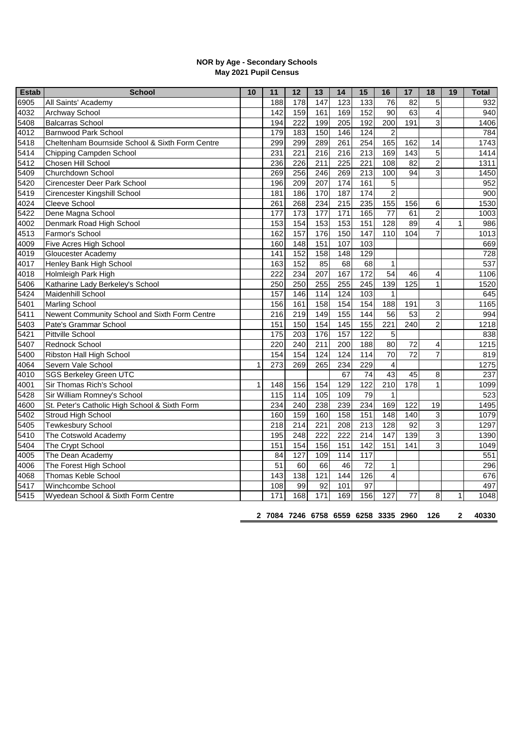**NOR by Age - Secondary Schools**
**May 2021 Pupil Census**

| Estab | School | 10 | 11 | 12 | 13 | 14 | 15 | 16 | 17 | 18 | 19 | Total |
|---|---|---|---|---|---|---|---|---|---|---|---|---|
| 6905 | All Saints' Academy | | 188 | 178 | 147 | 123 | 133 | 76 | 82 | 5 | | 932 |
| 4032 | Archway School | | 142 | 159 | 161 | 169 | 152 | 90 | 63 | 4 | | 940 |
| 5408 | Balcarras School | | 194 | 222 | 199 | 205 | 192 | 200 | 191 | 3 | | 1406 |
| 4012 | Barnwood Park School | | 179 | 183 | 150 | 146 | 124 | 2 | | | | 784 |
| 5418 | Cheltenham Bournside School & Sixth Form Centre | | 299 | 299 | 289 | 261 | 254 | 165 | 162 | 14 | | 1743 |
| 5414 | Chipping Campden School | | 231 | 221 | 216 | 216 | 213 | 169 | 143 | 5 | | 1414 |
| 5412 | Chosen Hill School | | 236 | 226 | 211 | 225 | 221 | 108 | 82 | 2 | | 1311 |
| 5409 | Churchdown School | | 269 | 256 | 246 | 269 | 213 | 100 | 94 | 3 | | 1450 |
| 5420 | Cirencester Deer Park School | | 196 | 209 | 207 | 174 | 161 | 5 | | | | 952 |
| 5419 | Cirencester Kingshill School | | 181 | 186 | 170 | 187 | 174 | 2 | | | | 900 |
| 4024 | Cleeve School | | 261 | 268 | 234 | 215 | 235 | 155 | 156 | 6 | | 1530 |
| 5422 | Dene Magna School | | 177 | 173 | 177 | 171 | 165 | 77 | 61 | 2 | | 1003 |
| 4002 | Denmark Road High School | | 153 | 154 | 153 | 153 | 151 | 128 | 89 | 4 | 1 | 986 |
| 4513 | Farmor's School | | 162 | 157 | 176 | 150 | 147 | 110 | 104 | 7 | | 1013 |
| 4009 | Five Acres High School | | 160 | 148 | 151 | 107 | 103 | | | | | 669 |
| 4019 | Gloucester Academy | | 141 | 152 | 158 | 148 | 129 | | | | | 728 |
| 4017 | Henley Bank High School | | 163 | 152 | 85 | 68 | 68 | 1 | | | | 537 |
| 4018 | Holmleigh Park High | | 222 | 234 | 207 | 167 | 172 | 54 | 46 | 4 | | 1106 |
| 5406 | Katharine Lady Berkeley's School | | 250 | 250 | 255 | 255 | 245 | 139 | 125 | 1 | | 1520 |
| 5424 | Maidenhill School | | 157 | 146 | 114 | 124 | 103 | 1 | | | | 645 |
| 5401 | Marling School | | 156 | 161 | 158 | 154 | 154 | 188 | 191 | 3 | | 1165 |
| 5411 | Newent Community School and Sixth Form Centre | | 216 | 219 | 149 | 155 | 144 | 56 | 53 | 2 | | 994 |
| 5403 | Pate's Grammar School | | 151 | 150 | 154 | 145 | 155 | 221 | 240 | 2 | | 1218 |
| 5421 | Pittville School | | 175 | 203 | 176 | 157 | 122 | 5 | | | | 838 |
| 5407 | Rednock School | | 220 | 240 | 211 | 200 | 188 | 80 | 72 | 4 | | 1215 |
| 5400 | Ribston Hall High School | | 154 | 154 | 124 | 124 | 114 | 70 | 72 | 7 | | 819 |
| 4064 | Severn Vale School | 1 | 273 | 269 | 265 | 234 | 229 | 4 | | | | 1275 |
| 4010 | SGS Berkeley Green UTC | | | | | 67 | 74 | 43 | 45 | 8 | | 237 |
| 4001 | Sir Thomas Rich's School | 1 | 148 | 156 | 154 | 129 | 122 | 210 | 178 | 1 | | 1099 |
| 5428 | Sir William Romney's School | | 115 | 114 | 105 | 109 | 79 | 1 | | | | 523 |
| 4600 | St. Peter's Catholic High School & Sixth Form | | 234 | 240 | 238 | 239 | 234 | 169 | 122 | 19 | | 1495 |
| 5402 | Stroud High School | | 160 | 159 | 160 | 158 | 151 | 148 | 140 | 3 | | 1079 |
| 5405 | Tewkesbury School | | 218 | 214 | 221 | 208 | 213 | 128 | 92 | 3 | | 1297 |
| 5410 | The Cotswold Academy | | 195 | 248 | 222 | 222 | 214 | 147 | 139 | 3 | | 1390 |
| 5404 | The Crypt School | | 151 | 154 | 156 | 151 | 142 | 151 | 141 | 3 | | 1049 |
| 4005 | The Dean Academy | | 84 | 127 | 109 | 114 | 117 | | | | | 551 |
| 4006 | The Forest High School | | 51 | 60 | 66 | 46 | 72 | 1 | | | | 296 |
| 4068 | Thomas Keble School | | 143 | 138 | 121 | 144 | 126 | 4 | | | | 676 |
| 5417 | Winchcombe School | | 108 | 99 | 92 | 101 | 97 | | | | | 497 |
| 5415 | Wyedean School & Sixth Form Centre | | 171 | 168 | 171 | 169 | 156 | 127 | 77 | 8 | 1 | 1048 |
| | | **2** | **7084** | **7246** | **6758** | **6559** | **6258** | **3335** | **2960** | **126** | **2** | **40330** |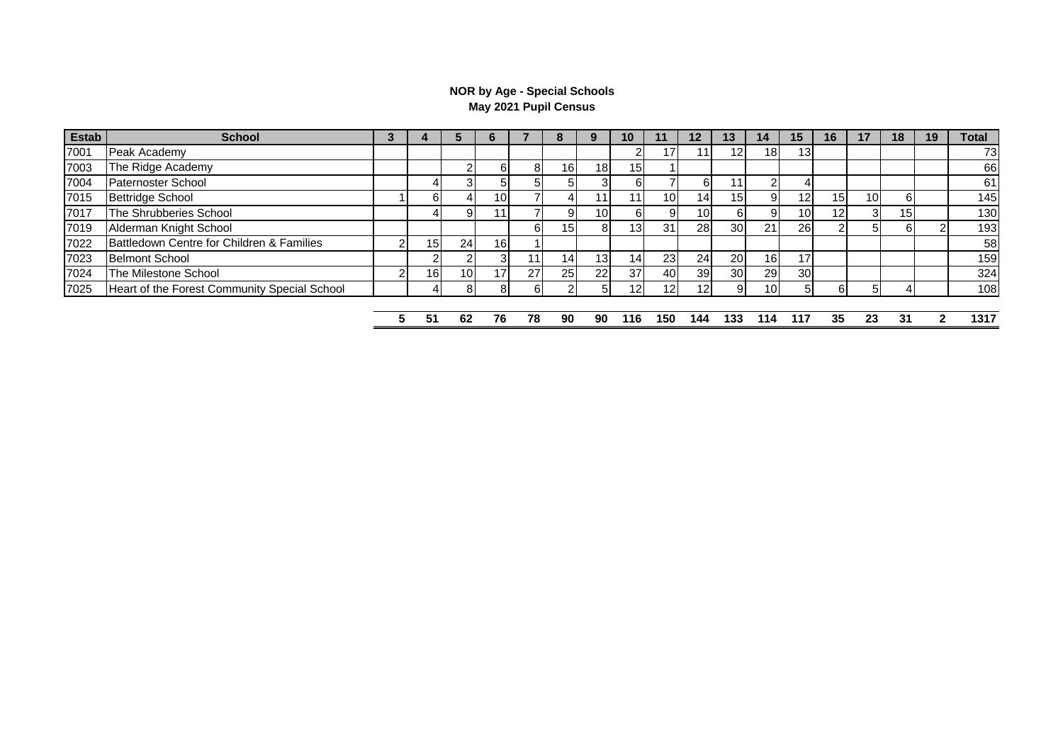**NOR by Age - Special Schools**
**May 2021 Pupil Census**

| Estab | School | 3 | 4 | 5 | 6 | 7 | 8 | 9 | 10 | 11 | 12 | 13 | 14 | 15 | 16 | 17 | 18 | 19 | Total |
|---|---|---|---|---|---|---|---|---|---|---|---|---|---|---|---|---|---|---|---|
| 7001 | Peak Academy | | | | | | | | 2 | 17 | 11 | 12 | 18 | 13 | | | | | 73 |
| 7003 | The Ridge Academy | | | 2 | 6 | 8 | 16 | 18 | 15 | 1 | | | | | | | | | 66 |
| 7004 | Paternoster School | | 4 | 3 | 5 | 5 | 5 | 3 | 6 | 7 | 6 | 11 | 2 | 4 | | | | | 61 |
| 7015 | Bettridge School | 1 | 6 | 4 | 10 | 7 | 4 | 11 | 11 | 10 | 14 | 15 | 9 | 12 | 15 | 10 | 6 | | 145 |
| 7017 | The Shrubberies School | | 4 | 9 | 11 | 7 | 9 | 10 | 6 | 9 | 10 | 6 | 9 | 10 | 12 | 3 | 15 | | 130 |
| 7019 | Alderman Knight School | | | | | 6 | 15 | 8 | 13 | 31 | 28 | 30 | 21 | 26 | 2 | 5 | 6 | 2 | 193 |
| 7022 | Battledown Centre for Children & Families | 2 | 15 | 24 | 16 | 1 | | | | | | | | | | | | | 58 |
| 7023 | Belmont School | | 2 | 2 | 3 | 11 | 14 | 13 | 14 | 23 | 24 | 20 | 16 | 17 | | | | | 159 |
| 7024 | The Milestone School | 2 | 16 | 10 | 17 | 27 | 25 | 22 | 37 | 40 | 39 | 30 | 29 | 30 | | | | | 324 |
| 7025 | Heart of the Forest Community Special School | | 4 | 8 | 8 | 6 | 2 | 5 | 12 | 12 | 12 | 9 | 10 | 5 | 6 | 5 | 4 | | 108 |
| | | **5** | **51** | **62** | **76** | **78** | **90** | **90** | **116** | **150** | **144** | **133** | **114** | **117** | **35** | **23** | **31** | **2** | **1317** |